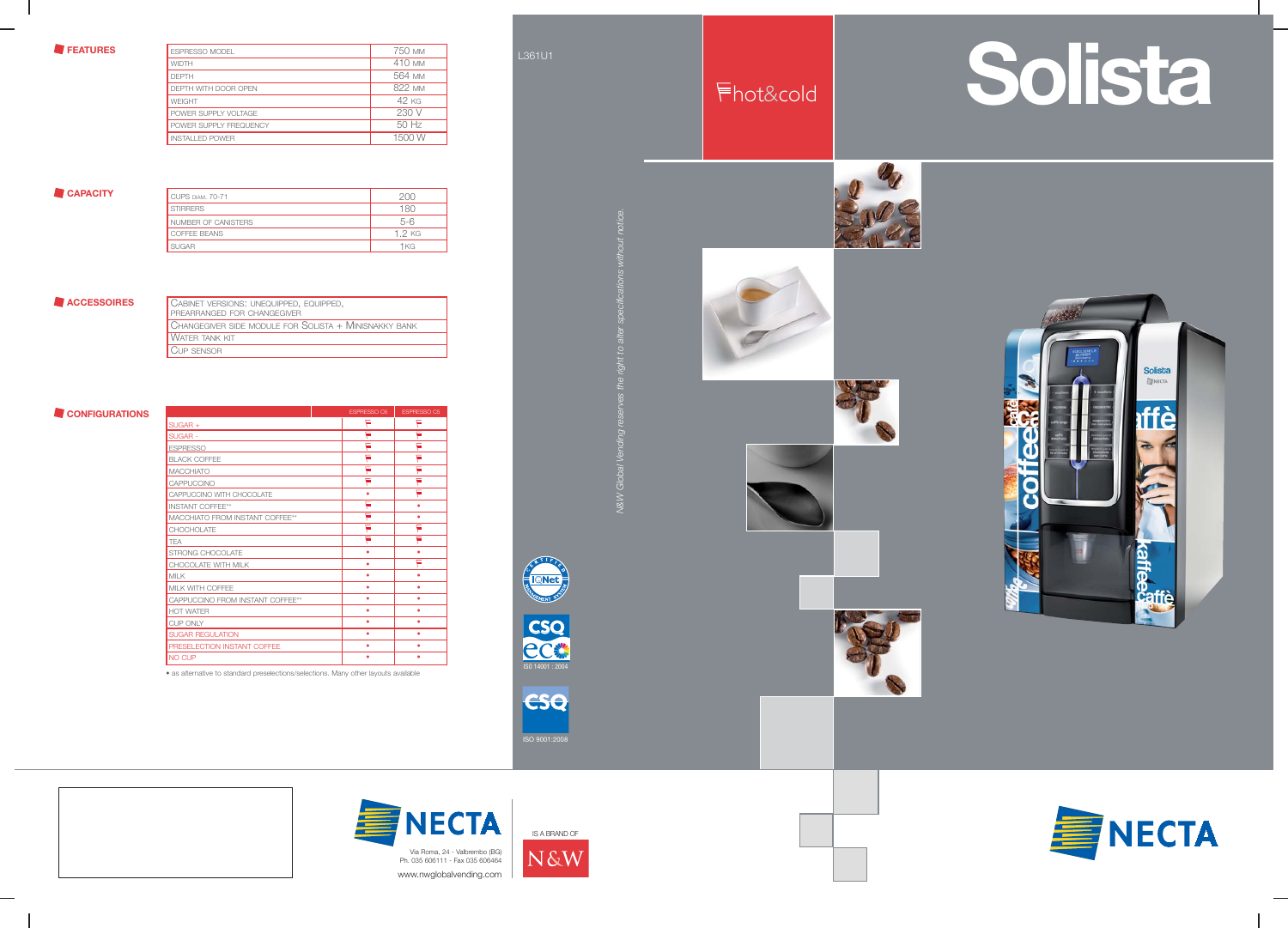# Solista

hot&cold

L361U1

## FEATURES

| | |
|---|---|
| ESPRESSO MODEL | 750 MM |
| WIDTH | 410 MM |
| DEPTH | 564 MM |
| DEPTH WITH DOOR OPEN | 822 MM |
| WEIGHT | 42 KG |
| POWER SUPPLY VOLTAGE | 230 V |
| POWER SUPPLY FREQUENCY | 50 Hz |
| INSTALLED POWER | 1500 W |

## CAPACITY

| | |
|---|---|
| CUPS DIAM. 70-71 | 200 |
| STIRRERS | 180 |
| NUMBER OF CANISTERS | 5-6 |
| COFFEE BEANS | 1,2 KG |
| SUGAR | 1KG |

## ACCESSOIRES

| |
|---|
| CABINET VERSIONS: UNEQUIPPED, EQUIPPED, PREARRANGED FOR CHANGEGIVER |
| CHANGEGIVER SIDE MODULE FOR SOLISTA + MINISNAKKY BANK |
| WATER TANK KIT |
| CUP SENSOR |

## CONFIGURATIONS

| | ESPRESSO C6 | ESPRESSO C5 |
|---|---|---|
| SUGAR + | ₣ | ₣ |
| SUGAR - | ₣ | ₣ |
| ESPRESSO | ₣ | ₣ |
| BLACK COFFEE | ₣ | ₣ |
| MACCHIATO | ₣ | ₣ |
| CAPPUCCINO | ₣ | ₣ |
| CAPPUCCINO WITH CHOCOLATE | • | ₣ |
| INSTANT COFFEE** | ₣ | • |
| MACCHIATO FROM INSTANT COFFEE** | ₣ | • |
| CHOCHOLATE | ₣ | ₣ |
| TEA | ₣ | ₣ |
| STRONG CHOCOLATE | • | • |
| CHOCOLATE WITH MILK | • | ₣ |
| MILK | • | • |
| MILK WITH COFFEE | • | • |
| CAPPUCCINO FROM INSTANT COFFEE** | • | • |
| HOT WATER | • | • |
| CUP ONLY | • | • |
| SUGAR REGULATION | • | • |
| PRESELECTION INSTANT COFFEE | • | • |
| NO CUP | • | • |

• as alternative to standard preselections/selections. Many other layouts available

*N&W Global Vending reserves the right to alter specifications without notice.*

ISO 14001 : 2004

ISO 9001:2008

NECTA

Via Roma, 24 - Valbrembo (BG)
Ph. 035 606111 - Fax 035 606464
www.nwglobalvending.com

IS A BRAND OF N&W

NECTA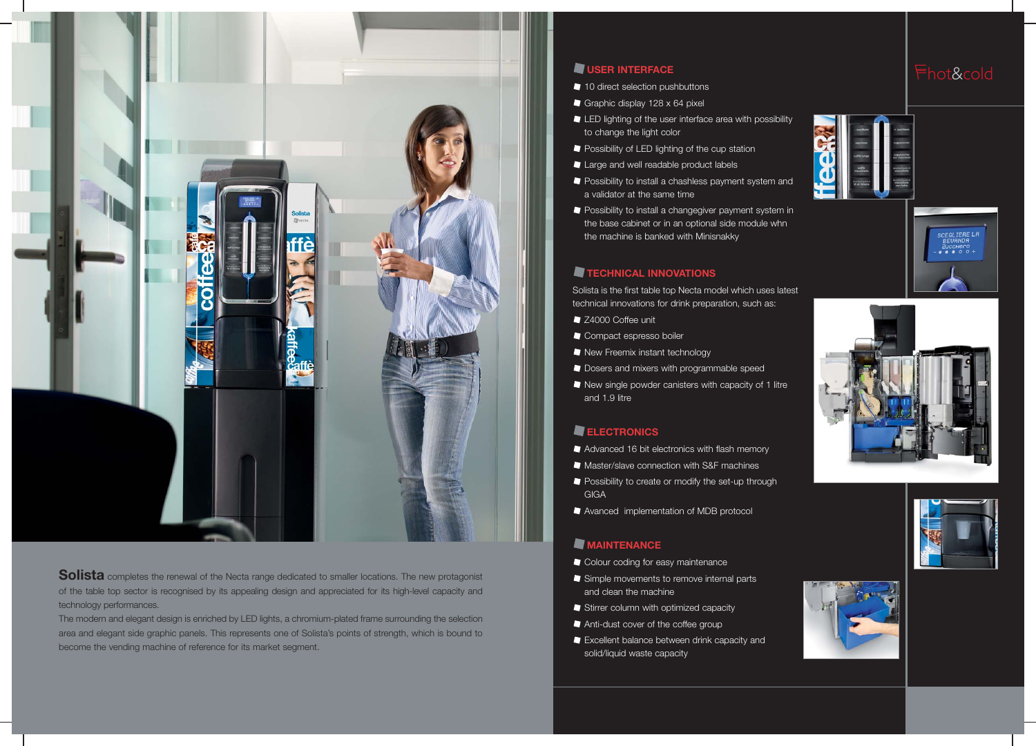**Solista** completes the renewal of the Necta range dedicated to smaller locations. The new protagonist of the table top sector is recognised by its appealing design and appreciated for its high-level capacity and technology performances.
The modern and elegant design is enriched by LED lights, a chromium-plated frame surrounding the selection area and elegant side graphic panels. This represents one of Solista's points of strength, which is bound to become the vending machine of reference for its market segment.

## USER INTERFACE

- 10 direct selection pushbuttons
- Graphic display 128 x 64 pixel
- LED lighting of the user interface area with possibility to change the light color
- Possibility of LED lighting of the cup station
- Large and well readable product labels
- Possibility to install a chashless payment system and a validator at the same time
- Possibility to install a changegiver payment system in the base cabinet or in an optional side module whn the machine is banked with Minisnakky

## TECHNICAL INNOVATIONS

Solista is the first table top Necta model which uses latest technical innovations for drink preparation, such as:

- Z4000 Coffee unit
- Compact espresso boiler
- New Freemix instant technology
- Dosers and mixers with programmable speed
- New single powder canisters with capacity of 1 litre and 1.9 litre

## ELECTRONICS

- Advanced 16 bit electronics with flash memory
- Master/slave connection with S&F machines
- Possibility to create or modify the set-up through GIGA
- Avanced implementation of MDB protocol

## MAINTENANCE

- Colour coding for easy maintenance
- Simple movements to remove internal parts and clean the machine
- Stirrer column with optimized capacity
- Anti-dust cover of the coffee group
- Excellent balance between drink capacity and solid/liquid waste capacity

hot&cold